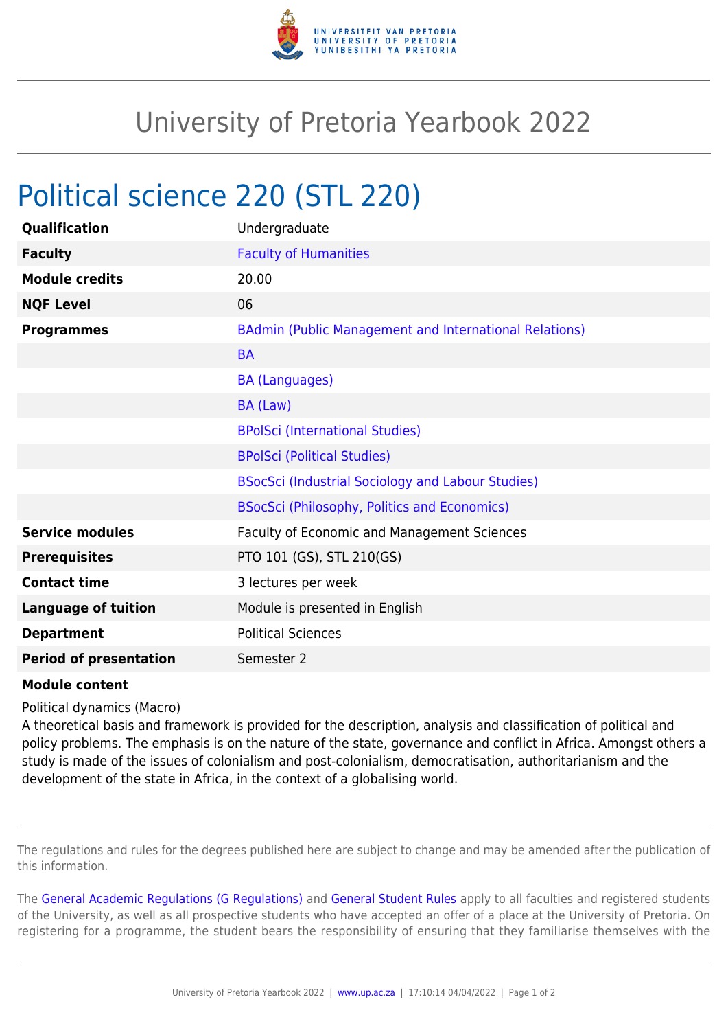# University of Pretoria Yearbook 2022

## Political science 220 (STL 220)

| | |
|---|---|
| **Qualification** | Undergraduate |
| **Faculty** | Faculty of Humanities |
| **Module credits** | 20.00 |
| **NQF Level** | 06 |
| **Programmes** | BAdmin (Public Management and International Relations) |
| | BA |
| | BA (Languages) |
| | BA (Law) |
| | BPolSci (International Studies) |
| | BPolSci (Political Studies) |
| | BSocSci (Industrial Sociology and Labour Studies) |
| | BSocSci (Philosophy, Politics and Economics) |
| **Service modules** | Faculty of Economic and Management Sciences |
| **Prerequisites** | PTO 101 (GS), STL 210(GS) |
| **Contact time** | 3 lectures per week |
| **Language of tuition** | Module is presented in English |
| **Department** | Political Sciences |
| **Period of presentation** | Semester 2 |

**Module content**

Political dynamics (Macro)
A theoretical basis and framework is provided for the description, analysis and classification of political and policy problems. The emphasis is on the nature of the state, governance and conflict in Africa. Amongst others a study is made of the issues of colonialism and post-colonialism, democratisation, authoritarianism and the development of the state in Africa, in the context of a globalising world.

---

The regulations and rules for the degrees published here are subject to change and may be amended after the publication of this information.

The General Academic Regulations (G Regulations) and General Student Rules apply to all faculties and registered students of the University, as well as all prospective students who have accepted an offer of a place at the University of Pretoria. On registering for a programme, the student bears the responsibility of ensuring that they familiarise themselves with the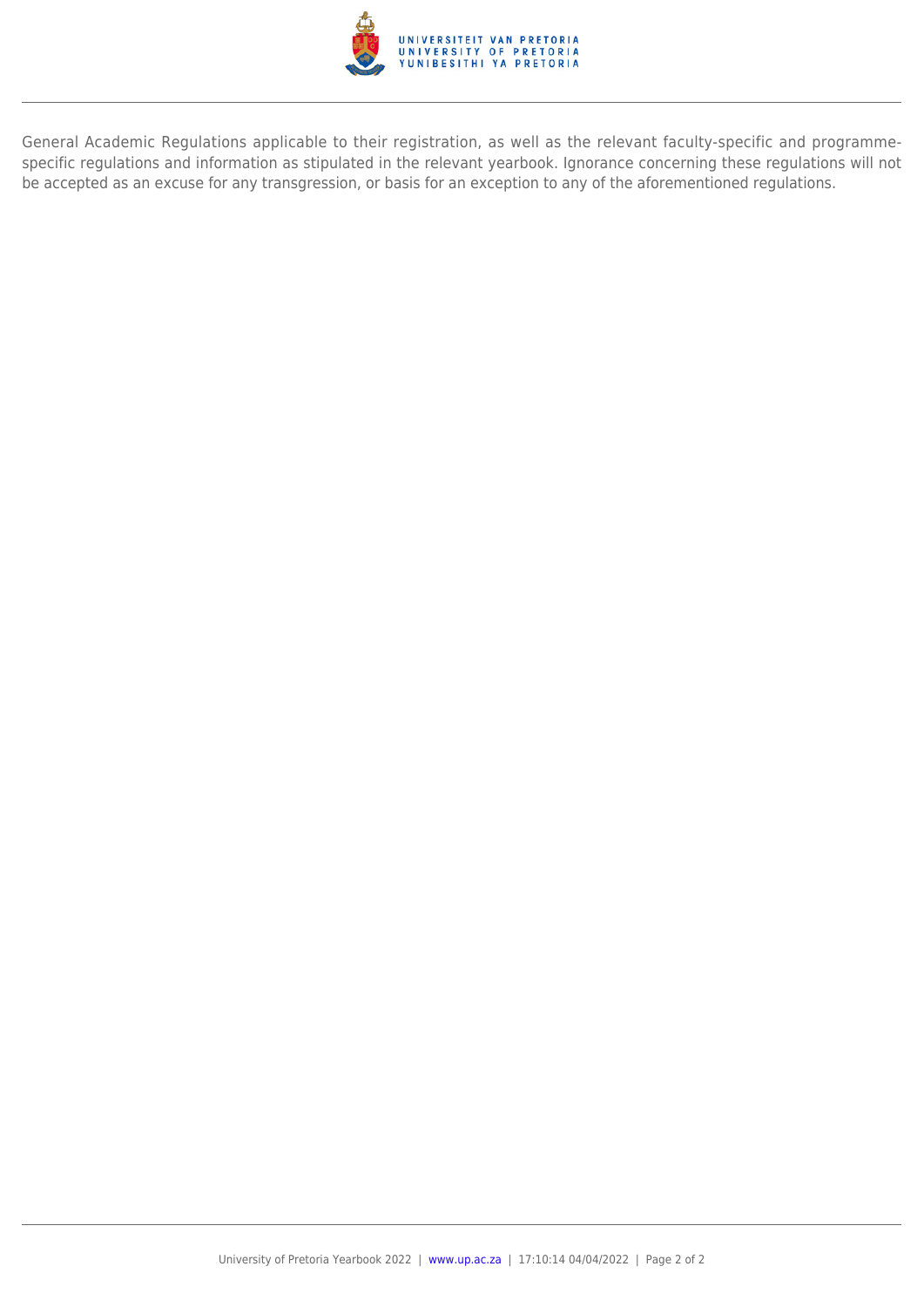General Academic Regulations applicable to their registration, as well as the relevant faculty-specific and programme-specific regulations and information as stipulated in the relevant yearbook. Ignorance concerning these regulations will not be accepted as an excuse for any transgression, or basis for an exception to any of the aforementioned regulations.